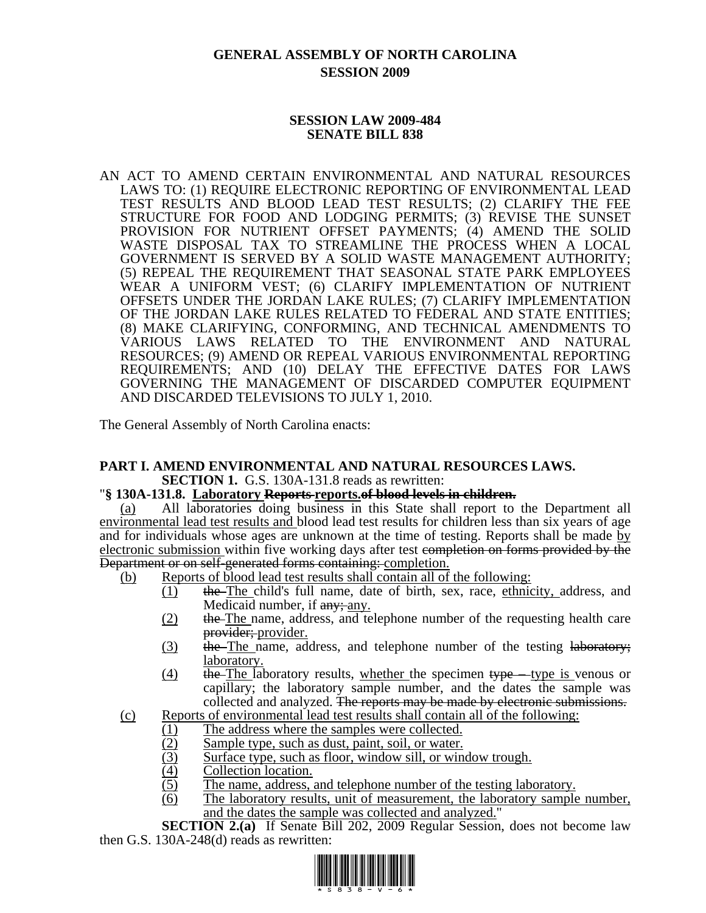# GENERAL ASSEMBLY OF NORTH CAROLINA
## SESSION 2009

### SESSION LAW 2009-484
### SENATE BILL 838

AN ACT TO AMEND CERTAIN ENVIRONMENTAL AND NATURAL RESOURCES LAWS TO: (1) REQUIRE ELECTRONIC REPORTING OF ENVIRONMENTAL LEAD TEST RESULTS AND BLOOD LEAD TEST RESULTS; (2) CLARIFY THE FEE STRUCTURE FOR FOOD AND LODGING PERMITS; (3) REVISE THE SUNSET PROVISION FOR NUTRIENT OFFSET PAYMENTS; (4) AMEND THE SOLID WASTE DISPOSAL TAX TO STREAMLINE THE PROCESS WHEN A LOCAL GOVERNMENT IS SERVED BY A SOLID WASTE MANAGEMENT AUTHORITY; (5) REPEAL THE REQUIREMENT THAT SEASONAL STATE PARK EMPLOYEES WEAR A UNIFORM VEST; (6) CLARIFY IMPLEMENTATION OF NUTRIENT OFFSETS UNDER THE JORDAN LAKE RULES; (7) CLARIFY IMPLEMENTATION OF THE JORDAN LAKE RULES RELATED TO FEDERAL AND STATE ENTITIES; (8) MAKE CLARIFYING, CONFORMING, AND TECHNICAL AMENDMENTS TO VARIOUS LAWS RELATED TO THE ENVIRONMENT AND NATURAL RESOURCES; (9) AMEND OR REPEAL VARIOUS ENVIRONMENTAL REPORTING REQUIREMENTS; AND (10) DELAY THE EFFECTIVE DATES FOR LAWS GOVERNING THE MANAGEMENT OF DISCARDED COMPUTER EQUIPMENT AND DISCARDED TELEVISIONS TO JULY 1, 2010.

The General Assembly of North Carolina enacts:

**PART I. AMEND ENVIRONMENTAL AND NATURAL RESOURCES LAWS.**

**SECTION 1.** G.S. 130A-131.8 reads as rewritten:

"**§ 130A-131.8. <u>Laboratory</u> ~~Reports~~ <u>reports.</u>~~of blood levels in children.~~**

<u>(a)</u> All laboratories doing business in this State shall report to the Department all <u>environmental lead test results and</u> blood lead test results for children less than six years of age and for individuals whose ages are unknown at the time of testing. Reports shall be made <u>by electronic submission</u> within five working days after test ~~completion on forms provided by the Department or on self-generated forms containing:~~ <u>completion.</u>

<u>(b)</u> <u>Reports of blood lead test results shall contain all of the following:</u>

(1) ~~the~~ <u>The</u> child's full name, date of birth, sex, race, <u>ethnicity,</u> address, and Medicaid number, if ~~any;~~ <u>any.</u>

(2) ~~the~~ <u>The</u> name, address, and telephone number of the requesting health care ~~provider;~~ <u>provider.</u>

(3) ~~the~~ <u>The</u> name, address, and telephone number of the testing ~~laboratory;~~ <u>laboratory.</u>

(4) ~~the~~ <u>The</u> laboratory results, <u>whether</u> the specimen ~~type –~~ <u>type is</u> venous or capillary; the laboratory sample number, and the dates the sample was collected and analyzed. ~~The reports may be made by electronic submissions.~~

<u>(c)</u> <u>Reports of environmental lead test results shall contain all of the following:</u>

<u>(1)</u> <u>The address where the samples were collected.</u>

<u>(2)</u> <u>Sample type, such as dust, paint, soil, or water.</u>

<u>(3)</u> <u>Surface type, such as floor, window sill, or window trough.</u>

<u>(4)</u> <u>Collection location.</u>

<u>(5)</u> <u>The name, address, and telephone number of the testing laboratory.</u>

<u>(6)</u> <u>The laboratory results, unit of measurement, the laboratory sample number, and the dates the sample was collected and analyzed.</u>"

**SECTION 2.(a)** If Senate Bill 202, 2009 Regular Session, does not become law then G.S. 130A-248(d) reads as rewritten: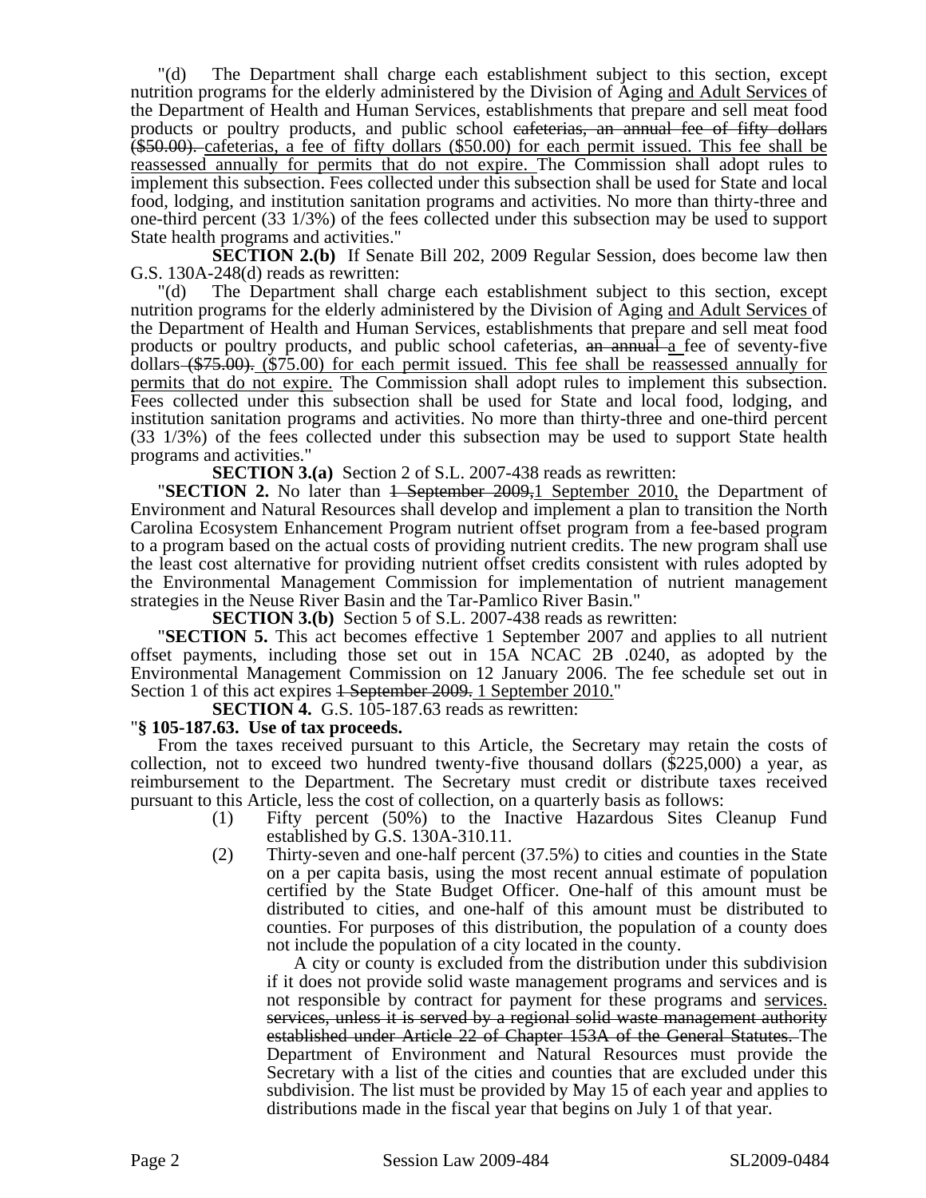"(d) The Department shall charge each establishment subject to this section, except nutrition programs for the elderly administered by the Division of Aging <u>and Adult Services</u> of the Department of Health and Human Services, establishments that prepare and sell meat food products or poultry products, and public school ~~cafeterias, an annual fee of fifty dollars ($50.00).~~ <u>cafeterias, a fee of fifty dollars ($50.00) for each permit issued. This fee shall be reassessed annually for permits that do not expire.</u> The Commission shall adopt rules to implement this subsection. Fees collected under this subsection shall be used for State and local food, lodging, and institution sanitation programs and activities. No more than thirty-three and one-third percent (33 1/3%) of the fees collected under this subsection may be used to support State health programs and activities."

**SECTION 2.(b)** If Senate Bill 202, 2009 Regular Session, does become law then G.S. 130A-248(d) reads as rewritten:

"(d) The Department shall charge each establishment subject to this section, except nutrition programs for the elderly administered by the Division of Aging <u>and Adult Services</u> of the Department of Health and Human Services, establishments that prepare and sell meat food products or poultry products, and public school cafeterias, ~~an annual~~ <u>a</u> fee of seventy-five dollars ~~($75.00).~~ <u>($75.00) for each permit issued. This fee shall be reassessed annually for permits that do not expire.</u> The Commission shall adopt rules to implement this subsection. Fees collected under this subsection shall be used for State and local food, lodging, and institution sanitation programs and activities. No more than thirty-three and one-third percent (33 1/3%) of the fees collected under this subsection may be used to support State health programs and activities."

**SECTION 3.(a)** Section 2 of S.L. 2007-438 reads as rewritten:

"**SECTION 2.** No later than ~~1 September 2009,~~<u>1 September 2010,</u> the Department of Environment and Natural Resources shall develop and implement a plan to transition the North Carolina Ecosystem Enhancement Program nutrient offset program from a fee-based program to a program based on the actual costs of providing nutrient credits. The new program shall use the least cost alternative for providing nutrient offset credits consistent with rules adopted by the Environmental Management Commission for implementation of nutrient management strategies in the Neuse River Basin and the Tar-Pamlico River Basin."

**SECTION 3.(b)** Section 5 of S.L. 2007-438 reads as rewritten:

"**SECTION 5.** This act becomes effective 1 September 2007 and applies to all nutrient offset payments, including those set out in 15A NCAC 2B .0240, as adopted by the Environmental Management Commission on 12 January 2006. The fee schedule set out in Section 1 of this act expires ~~1 September 2009.~~ <u>1 September 2010.</u>"

**SECTION 4.** G.S. 105-187.63 reads as rewritten:

"**§ 105-187.63. Use of tax proceeds.**

From the taxes received pursuant to this Article, the Secretary may retain the costs of collection, not to exceed two hundred twenty-five thousand dollars ($225,000) a year, as reimbursement to the Department. The Secretary must credit or distribute taxes received pursuant to this Article, less the cost of collection, on a quarterly basis as follows:

(1) Fifty percent (50%) to the Inactive Hazardous Sites Cleanup Fund established by G.S. 130A-310.11.

(2) Thirty-seven and one-half percent (37.5%) to cities and counties in the State on a per capita basis, using the most recent annual estimate of population certified by the State Budget Officer. One-half of this amount must be distributed to cities, and one-half of this amount must be distributed to counties. For purposes of this distribution, the population of a county does not include the population of a city located in the county.

A city or county is excluded from the distribution under this subdivision if it does not provide solid waste management programs and services and is not responsible by contract for payment for these programs and <u>services.</u> ~~services, unless it is served by a regional solid waste management authority established under Article 22 of Chapter 153A of the General Statutes.~~ The Department of Environment and Natural Resources must provide the Secretary with a list of the cities and counties that are excluded under this subdivision. The list must be provided by May 15 of each year and applies to distributions made in the fiscal year that begins on July 1 of that year.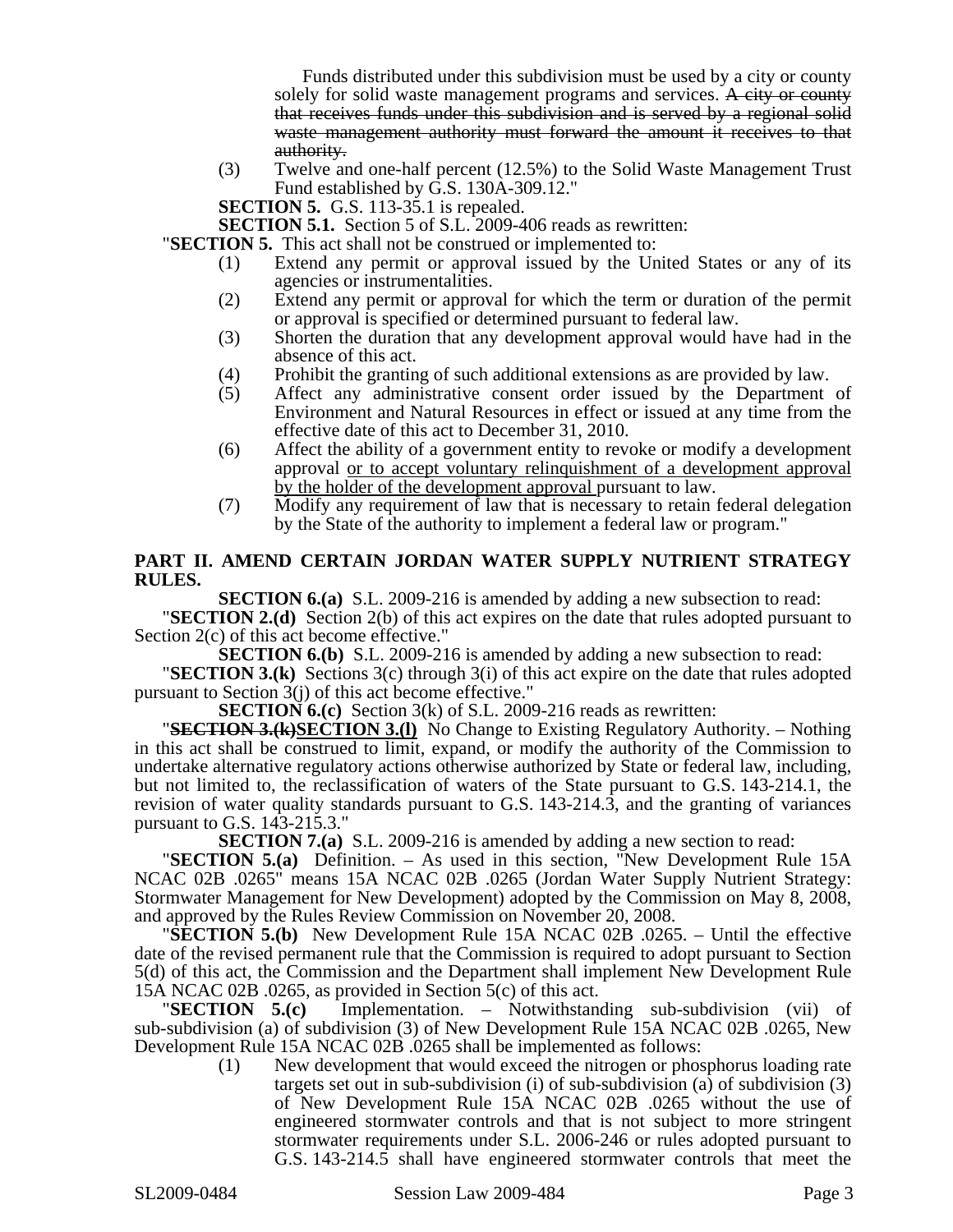Funds distributed under this subdivision must be used by a city or county solely for solid waste management programs and services. ~~A city or county that receives funds under this subdivision and is served by a regional solid waste management authority must forward the amount it receives to that authority.~~

(3) Twelve and one-half percent (12.5%) to the Solid Waste Management Trust Fund established by G.S. 130A-309.12."

**SECTION 5.** G.S. 113-35.1 is repealed.

**SECTION 5.1.** Section 5 of S.L. 2009-406 reads as rewritten:

"**SECTION 5.** This act shall not be construed or implemented to:

(1) Extend any permit or approval issued by the United States or any of its agencies or instrumentalities.

(2) Extend any permit or approval for which the term or duration of the permit or approval is specified or determined pursuant to federal law.

(3) Shorten the duration that any development approval would have had in the absence of this act.

(4) Prohibit the granting of such additional extensions as are provided by law.

(5) Affect any administrative consent order issued by the Department of Environment and Natural Resources in effect or issued at any time from the effective date of this act to December 31, 2010.

(6) Affect the ability of a government entity to revoke or modify a development approval <u>or to accept voluntary relinquishment of a development approval by the holder of the development approval</u> pursuant to law.

(7) Modify any requirement of law that is necessary to retain federal delegation by the State of the authority to implement a federal law or program."

## PART II. AMEND CERTAIN JORDAN WATER SUPPLY NUTRIENT STRATEGY RULES.

**SECTION 6.(a)** S.L. 2009-216 is amended by adding a new subsection to read:

"**SECTION 2.(d)** Section 2(b) of this act expires on the date that rules adopted pursuant to Section 2(c) of this act become effective."

**SECTION 6.(b)** S.L. 2009-216 is amended by adding a new subsection to read:

"**SECTION 3.(k)** Sections 3(c) through 3(i) of this act expire on the date that rules adopted pursuant to Section 3(j) of this act become effective."

**SECTION 6.(c)** Section 3(k) of S.L. 2009-216 reads as rewritten:

"~~**SECTION 3.(k)**~~<u>**SECTION 3.(l)**</u> No Change to Existing Regulatory Authority. – Nothing in this act shall be construed to limit, expand, or modify the authority of the Commission to undertake alternative regulatory actions otherwise authorized by State or federal law, including, but not limited to, the reclassification of waters of the State pursuant to G.S. 143-214.1, the revision of water quality standards pursuant to G.S. 143-214.3, and the granting of variances pursuant to G.S. 143-215.3."

**SECTION 7.(a)** S.L. 2009-216 is amended by adding a new section to read:

"**SECTION 5.(a)** Definition. – As used in this section, "New Development Rule 15A NCAC 02B .0265" means 15A NCAC 02B .0265 (Jordan Water Supply Nutrient Strategy: Stormwater Management for New Development) adopted by the Commission on May 8, 2008, and approved by the Rules Review Commission on November 20, 2008.

"**SECTION 5.(b)** New Development Rule 15A NCAC 02B .0265. – Until the effective date of the revised permanent rule that the Commission is required to adopt pursuant to Section 5(d) of this act, the Commission and the Department shall implement New Development Rule 15A NCAC 02B .0265, as provided in Section 5(c) of this act.

"**SECTION 5.(c)** Implementation. – Notwithstanding sub-subdivision (vii) of sub-subdivision (a) of subdivision (3) of New Development Rule 15A NCAC 02B .0265, New Development Rule 15A NCAC 02B .0265 shall be implemented as follows:

(1) New development that would exceed the nitrogen or phosphorus loading rate targets set out in sub-subdivision (i) of sub-subdivision (a) of subdivision (3) of New Development Rule 15A NCAC 02B .0265 without the use of engineered stormwater controls and that is not subject to more stringent stormwater requirements under S.L. 2006-246 or rules adopted pursuant to G.S. 143-214.5 shall have engineered stormwater controls that meet the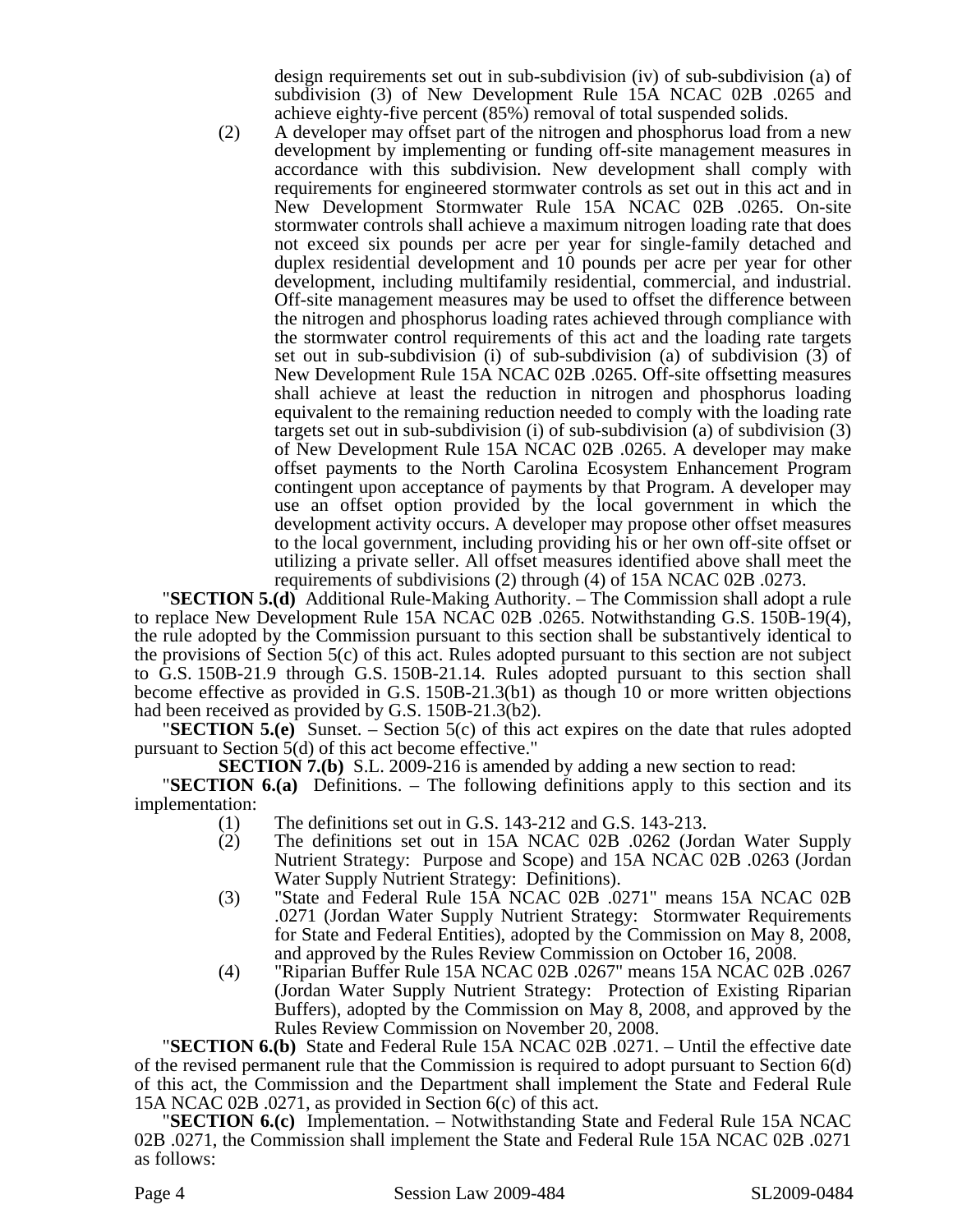design requirements set out in sub-subdivision (iv) of sub-subdivision (a) of subdivision (3) of New Development Rule 15A NCAC 02B .0265 and achieve eighty-five percent (85%) removal of total suspended solids.

(2) A developer may offset part of the nitrogen and phosphorus load from a new development by implementing or funding off-site management measures in accordance with this subdivision. New development shall comply with requirements for engineered stormwater controls as set out in this act and in New Development Stormwater Rule 15A NCAC 02B .0265. On-site stormwater controls shall achieve a maximum nitrogen loading rate that does not exceed six pounds per acre per year for single-family detached and duplex residential development and 10 pounds per acre per year for other development, including multifamily residential, commercial, and industrial. Off-site management measures may be used to offset the difference between the nitrogen and phosphorus loading rates achieved through compliance with the stormwater control requirements of this act and the loading rate targets set out in sub-subdivision (i) of sub-subdivision (a) of subdivision (3) of New Development Rule 15A NCAC 02B .0265. Off-site offsetting measures shall achieve at least the reduction in nitrogen and phosphorus loading equivalent to the remaining reduction needed to comply with the loading rate targets set out in sub-subdivision (i) of sub-subdivision (a) of subdivision (3) of New Development Rule 15A NCAC 02B .0265. A developer may make offset payments to the North Carolina Ecosystem Enhancement Program contingent upon acceptance of payments by that Program. A developer may use an offset option provided by the local government in which the development activity occurs. A developer may propose other offset measures to the local government, including providing his or her own off-site offset or utilizing a private seller. All offset measures identified above shall meet the requirements of subdivisions (2) through (4) of 15A NCAC 02B .0273.

"**SECTION 5.(d)** Additional Rule-Making Authority. – The Commission shall adopt a rule to replace New Development Rule 15A NCAC 02B .0265. Notwithstanding G.S. 150B-19(4), the rule adopted by the Commission pursuant to this section shall be substantively identical to the provisions of Section 5(c) of this act. Rules adopted pursuant to this section are not subject to G.S. 150B-21.9 through G.S. 150B-21.14. Rules adopted pursuant to this section shall become effective as provided in G.S. 150B-21.3(b1) as though 10 or more written objections had been received as provided by G.S. 150B-21.3(b2).

"**SECTION 5.(e)** Sunset. – Section 5(c) of this act expires on the date that rules adopted pursuant to Section 5(d) of this act become effective."

**SECTION 7.(b)** S.L. 2009-216 is amended by adding a new section to read:

"**SECTION 6.(a)** Definitions. – The following definitions apply to this section and its implementation:

(1) The definitions set out in G.S. 143-212 and G.S. 143-213.

(2) The definitions set out in 15A NCAC 02B .0262 (Jordan Water Supply Nutrient Strategy: Purpose and Scope) and 15A NCAC 02B .0263 (Jordan Water Supply Nutrient Strategy: Definitions).

(3) "State and Federal Rule 15A NCAC 02B .0271" means 15A NCAC 02B .0271 (Jordan Water Supply Nutrient Strategy: Stormwater Requirements for State and Federal Entities), adopted by the Commission on May 8, 2008, and approved by the Rules Review Commission on October 16, 2008.

(4) "Riparian Buffer Rule 15A NCAC 02B .0267" means 15A NCAC 02B .0267 (Jordan Water Supply Nutrient Strategy: Protection of Existing Riparian Buffers), adopted by the Commission on May 8, 2008, and approved by the Rules Review Commission on November 20, 2008.

"**SECTION 6.(b)** State and Federal Rule 15A NCAC 02B .0271. – Until the effective date of the revised permanent rule that the Commission is required to adopt pursuant to Section 6(d) of this act, the Commission and the Department shall implement the State and Federal Rule 15A NCAC 02B .0271, as provided in Section 6(c) of this act.

"**SECTION 6.(c)** Implementation. – Notwithstanding State and Federal Rule 15A NCAC 02B .0271, the Commission shall implement the State and Federal Rule 15A NCAC 02B .0271 as follows: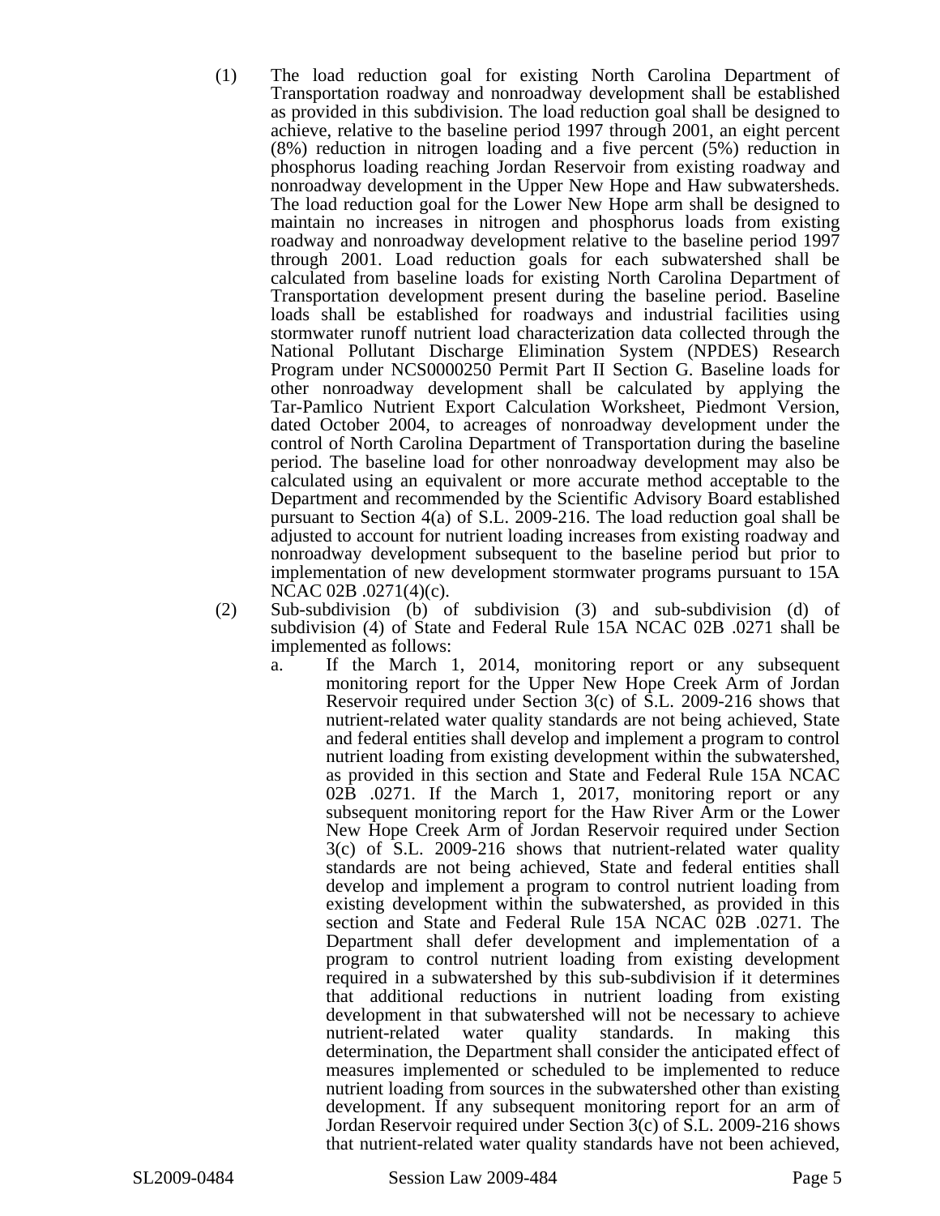(1) The load reduction goal for existing North Carolina Department of Transportation roadway and nonroadway development shall be established as provided in this subdivision. The load reduction goal shall be designed to achieve, relative to the baseline period 1997 through 2001, an eight percent (8%) reduction in nitrogen loading and a five percent (5%) reduction in phosphorus loading reaching Jordan Reservoir from existing roadway and nonroadway development in the Upper New Hope and Haw subwatersheds. The load reduction goal for the Lower New Hope arm shall be designed to maintain no increases in nitrogen and phosphorus loads from existing roadway and nonroadway development relative to the baseline period 1997 through 2001. Load reduction goals for each subwatershed shall be calculated from baseline loads for existing North Carolina Department of Transportation development present during the baseline period. Baseline loads shall be established for roadways and industrial facilities using stormwater runoff nutrient load characterization data collected through the National Pollutant Discharge Elimination System (NPDES) Research Program under NCS0000250 Permit Part II Section G. Baseline loads for other nonroadway development shall be calculated by applying the Tar-Pamlico Nutrient Export Calculation Worksheet, Piedmont Version, dated October 2004, to acreages of nonroadway development under the control of North Carolina Department of Transportation during the baseline period. The baseline load for other nonroadway development may also be calculated using an equivalent or more accurate method acceptable to the Department and recommended by the Scientific Advisory Board established pursuant to Section 4(a) of S.L. 2009-216. The load reduction goal shall be adjusted to account for nutrient loading increases from existing roadway and nonroadway development subsequent to the baseline period but prior to implementation of new development stormwater programs pursuant to 15A NCAC 02B .0271(4)(c).

(2) Sub-subdivision (b) of subdivision (3) and sub-subdivision (d) of subdivision (4) of State and Federal Rule 15A NCAC 02B .0271 shall be implemented as follows:

   a. If the March 1, 2014, monitoring report or any subsequent monitoring report for the Upper New Hope Creek Arm of Jordan Reservoir required under Section 3(c) of S.L. 2009-216 shows that nutrient-related water quality standards are not being achieved, State and federal entities shall develop and implement a program to control nutrient loading from existing development within the subwatershed, as provided in this section and State and Federal Rule 15A NCAC 02B .0271. If the March 1, 2017, monitoring report or any subsequent monitoring report for the Haw River Arm or the Lower New Hope Creek Arm of Jordan Reservoir required under Section 3(c) of S.L. 2009-216 shows that nutrient-related water quality standards are not being achieved, State and federal entities shall develop and implement a program to control nutrient loading from existing development within the subwatershed, as provided in this section and State and Federal Rule 15A NCAC 02B .0271. The Department shall defer development and implementation of a program to control nutrient loading from existing development required in a subwatershed by this sub-subdivision if it determines that additional reductions in nutrient loading from existing development in that subwatershed will not be necessary to achieve nutrient-related water quality standards. In making this determination, the Department shall consider the anticipated effect of measures implemented or scheduled to be implemented to reduce nutrient loading from sources in the subwatershed other than existing development. If any subsequent monitoring report for an arm of Jordan Reservoir required under Section 3(c) of S.L. 2009-216 shows that nutrient-related water quality standards have not been achieved,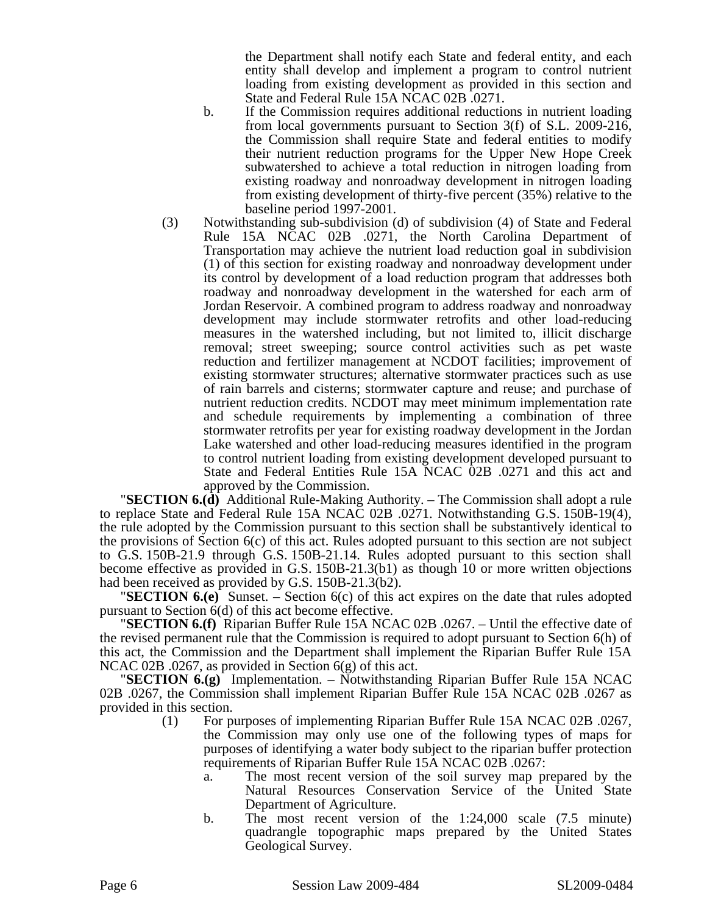the Department shall notify each State and federal entity, and each entity shall develop and implement a program to control nutrient loading from existing development as provided in this section and State and Federal Rule 15A NCAC 02B .0271.

b. If the Commission requires additional reductions in nutrient loading from local governments pursuant to Section 3(f) of S.L. 2009-216, the Commission shall require State and federal entities to modify their nutrient reduction programs for the Upper New Hope Creek subwatershed to achieve a total reduction in nitrogen loading from existing roadway and nonroadway development in nitrogen loading from existing development of thirty-five percent (35%) relative to the baseline period 1997-2001.

(3) Notwithstanding sub-subdivision (d) of subdivision (4) of State and Federal Rule 15A NCAC 02B .0271, the North Carolina Department of Transportation may achieve the nutrient load reduction goal in subdivision (1) of this section for existing roadway and nonroadway development under its control by development of a load reduction program that addresses both roadway and nonroadway development in the watershed for each arm of Jordan Reservoir. A combined program to address roadway and nonroadway development may include stormwater retrofits and other load-reducing measures in the watershed including, but not limited to, illicit discharge removal; street sweeping; source control activities such as pet waste reduction and fertilizer management at NCDOT facilities; improvement of existing stormwater structures; alternative stormwater practices such as use of rain barrels and cisterns; stormwater capture and reuse; and purchase of nutrient reduction credits. NCDOT may meet minimum implementation rate and schedule requirements by implementing a combination of three stormwater retrofits per year for existing roadway development in the Jordan Lake watershed and other load-reducing measures identified in the program to control nutrient loading from existing development developed pursuant to State and Federal Entities Rule 15A NCAC 02B .0271 and this act and approved by the Commission.

"**SECTION 6.(d)** Additional Rule-Making Authority. – The Commission shall adopt a rule to replace State and Federal Rule 15A NCAC 02B .0271. Notwithstanding G.S. 150B-19(4), the rule adopted by the Commission pursuant to this section shall be substantively identical to the provisions of Section 6(c) of this act. Rules adopted pursuant to this section are not subject to G.S. 150B-21.9 through G.S. 150B-21.14. Rules adopted pursuant to this section shall become effective as provided in G.S. 150B-21.3(b1) as though 10 or more written objections had been received as provided by G.S. 150B-21.3(b2).

"**SECTION 6.(e)** Sunset. – Section 6(c) of this act expires on the date that rules adopted pursuant to Section 6(d) of this act become effective.

"**SECTION 6.(f)** Riparian Buffer Rule 15A NCAC 02B .0267. – Until the effective date of the revised permanent rule that the Commission is required to adopt pursuant to Section 6(h) of this act, the Commission and the Department shall implement the Riparian Buffer Rule 15A NCAC 02B .0267, as provided in Section 6(g) of this act.

"**SECTION 6.(g)** Implementation. – Notwithstanding Riparian Buffer Rule 15A NCAC 02B .0267, the Commission shall implement Riparian Buffer Rule 15A NCAC 02B .0267 as provided in this section.

(1) For purposes of implementing Riparian Buffer Rule 15A NCAC 02B .0267, the Commission may only use one of the following types of maps for purposes of identifying a water body subject to the riparian buffer protection requirements of Riparian Buffer Rule 15A NCAC 02B .0267:

a. The most recent version of the soil survey map prepared by the Natural Resources Conservation Service of the United State Department of Agriculture.

b. The most recent version of the 1:24,000 scale (7.5 minute) quadrangle topographic maps prepared by the United States Geological Survey.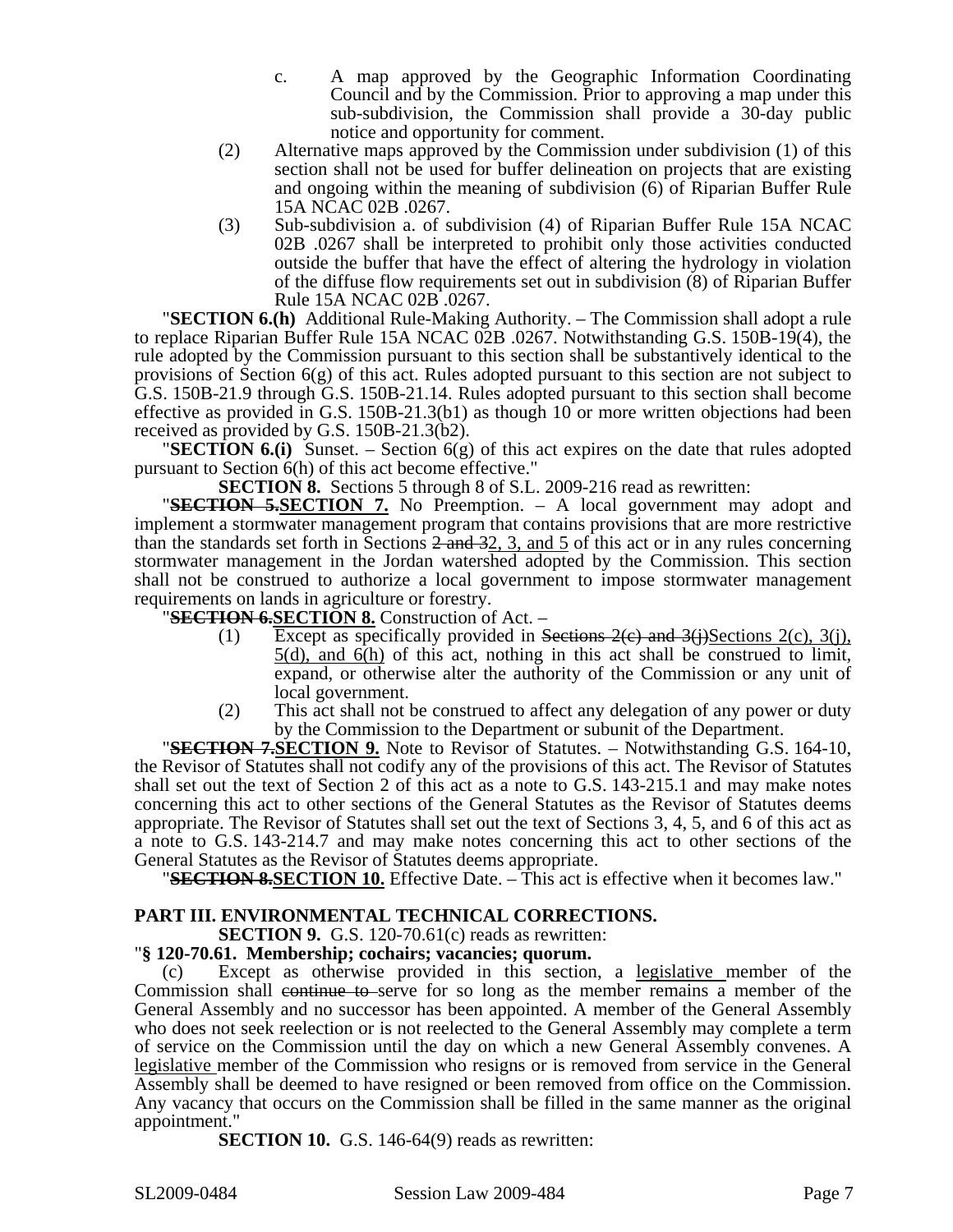c. A map approved by the Geographic Information Coordinating Council and by the Commission. Prior to approving a map under this sub-subdivision, the Commission shall provide a 30-day public notice and opportunity for comment.

(2) Alternative maps approved by the Commission under subdivision (1) of this section shall not be used for buffer delineation on projects that are existing and ongoing within the meaning of subdivision (6) of Riparian Buffer Rule 15A NCAC 02B .0267.

(3) Sub-subdivision a. of subdivision (4) of Riparian Buffer Rule 15A NCAC 02B .0267 shall be interpreted to prohibit only those activities conducted outside the buffer that have the effect of altering the hydrology in violation of the diffuse flow requirements set out in subdivision (8) of Riparian Buffer Rule 15A NCAC 02B .0267.

"**SECTION 6.(h)** Additional Rule-Making Authority. – The Commission shall adopt a rule to replace Riparian Buffer Rule 15A NCAC 02B .0267. Notwithstanding G.S. 150B-19(4), the rule adopted by the Commission pursuant to this section shall be substantively identical to the provisions of Section 6(g) of this act. Rules adopted pursuant to this section are not subject to G.S. 150B-21.9 through G.S. 150B-21.14. Rules adopted pursuant to this section shall become effective as provided in G.S. 150B-21.3(b1) as though 10 or more written objections had been received as provided by G.S. 150B-21.3(b2).

"**SECTION 6.(i)** Sunset. – Section 6(g) of this act expires on the date that rules adopted pursuant to Section 6(h) of this act become effective."

**SECTION 8.** Sections 5 through 8 of S.L. 2009-216 read as rewritten:

"~~**SECTION 5.**~~**SECTION 7.** No Preemption. – A local government may adopt and implement a stormwater management program that contains provisions that are more restrictive than the standards set forth in Sections ~~2 and 3~~2, 3, and 5 of this act or in any rules concerning stormwater management in the Jordan watershed adopted by the Commission. This section shall not be construed to authorize a local government to impose stormwater management requirements on lands in agriculture or forestry.

"~~**SECTION 6.**~~**SECTION 8.** Construction of Act. –

(1) Except as specifically provided in ~~Sections 2(c) and 3(j)~~Sections 2(c), 3(j), 5(d), and 6(h) of this act, nothing in this act shall be construed to limit, expand, or otherwise alter the authority of the Commission or any unit of local government.

(2) This act shall not be construed to affect any delegation of any power or duty by the Commission to the Department or subunit of the Department.

"~~**SECTION 7.**~~**SECTION 9.** Note to Revisor of Statutes. – Notwithstanding G.S. 164-10, the Revisor of Statutes shall not codify any of the provisions of this act. The Revisor of Statutes shall set out the text of Section 2 of this act as a note to G.S. 143-215.1 and may make notes concerning this act to other sections of the General Statutes as the Revisor of Statutes deems appropriate. The Revisor of Statutes shall set out the text of Sections 3, 4, 5, and 6 of this act as a note to G.S. 143-214.7 and may make notes concerning this act to other sections of the General Statutes as the Revisor of Statutes deems appropriate.

"~~**SECTION 8.**~~**SECTION 10.** Effective Date. – This act is effective when it becomes law."

**PART III. ENVIRONMENTAL TECHNICAL CORRECTIONS.**

**SECTION 9.** G.S. 120-70.61(c) reads as rewritten:

"**§ 120-70.61. Membership; cochairs; vacancies; quorum.**

(c) Except as otherwise provided in this section, a <u>legislative</u> member of the Commission shall ~~continue to~~ serve for so long as the member remains a member of the General Assembly and no successor has been appointed. A member of the General Assembly who does not seek reelection or is not reelected to the General Assembly may complete a term of service on the Commission until the day on which a new General Assembly convenes. A <u>legislative</u> member of the Commission who resigns or is removed from service in the General Assembly shall be deemed to have resigned or been removed from office on the Commission. Any vacancy that occurs on the Commission shall be filled in the same manner as the original appointment."

**SECTION 10.** G.S. 146-64(9) reads as rewritten: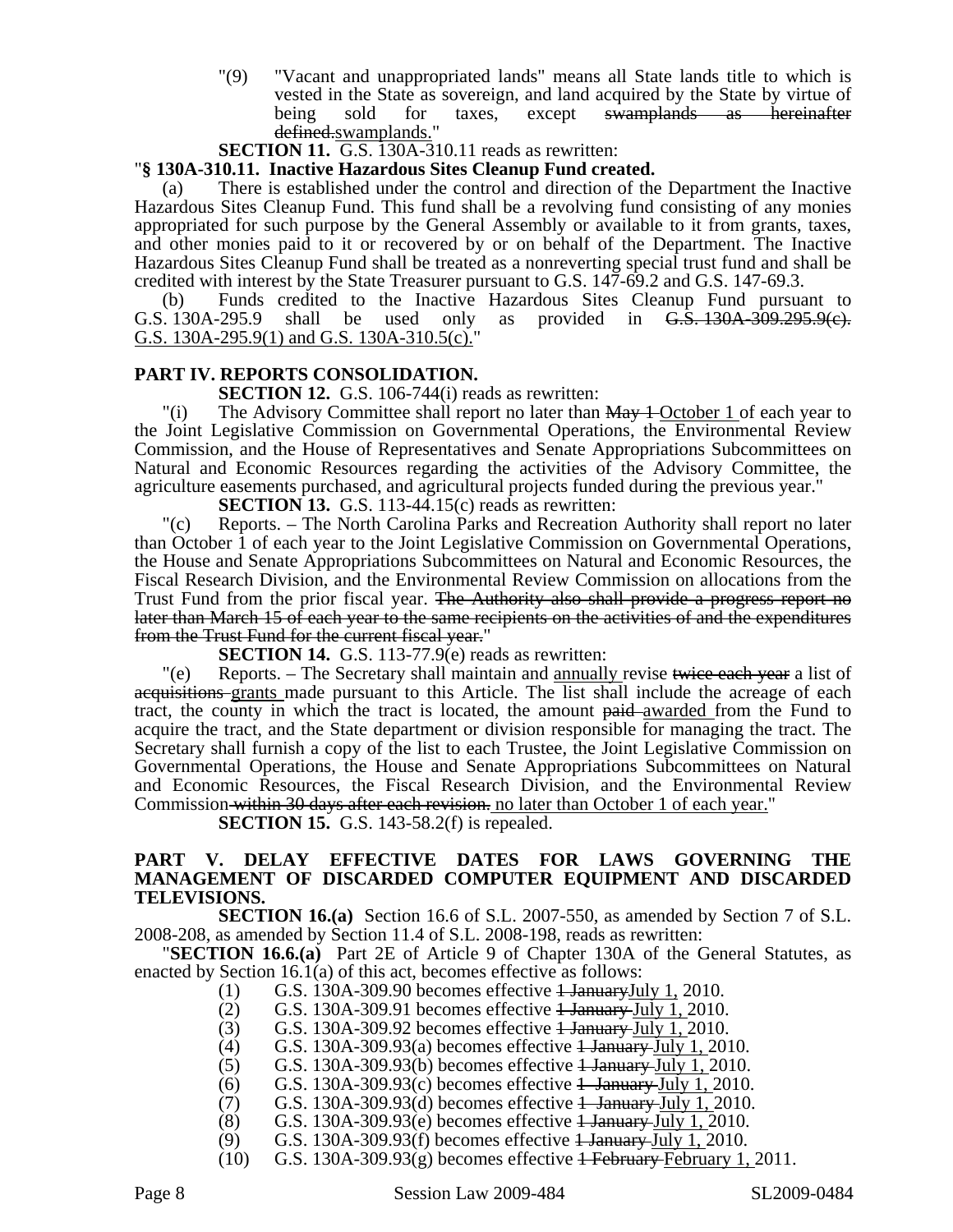"(9) "Vacant and unappropriated lands" means all State lands title to which is vested in the State as sovereign, and land acquired by the State by virtue of being sold for taxes, except ~~swamplands as hereinafter defined.~~swamplands."

**SECTION 11.** G.S. 130A-310.11 reads as rewritten:

"**§ 130A-310.11. Inactive Hazardous Sites Cleanup Fund created.**

(a) There is established under the control and direction of the Department the Inactive Hazardous Sites Cleanup Fund. This fund shall be a revolving fund consisting of any monies appropriated for such purpose by the General Assembly or available to it from grants, taxes, and other monies paid to it or recovered by or on behalf of the Department. The Inactive Hazardous Sites Cleanup Fund shall be treated as a nonreverting special trust fund and shall be credited with interest by the State Treasurer pursuant to G.S. 147-69.2 and G.S. 147-69.3.

(b) Funds credited to the Inactive Hazardous Sites Cleanup Fund pursuant to G.S. 130A-295.9 shall be used only as provided in ~~G.S. 130A-309.295.9(c).~~ G.S. 130A-295.9(1) and G.S. 130A-310.5(c)."

## PART IV. REPORTS CONSOLIDATION.

**SECTION 12.** G.S. 106-744(i) reads as rewritten:

"(i) The Advisory Committee shall report no later than ~~May 1~~ October 1 of each year to the Joint Legislative Commission on Governmental Operations, the Environmental Review Commission, and the House of Representatives and Senate Appropriations Subcommittees on Natural and Economic Resources regarding the activities of the Advisory Committee, the agriculture easements purchased, and agricultural projects funded during the previous year."

**SECTION 13.** G.S. 113-44.15(c) reads as rewritten:

"(c) Reports. – The North Carolina Parks and Recreation Authority shall report no later than October 1 of each year to the Joint Legislative Commission on Governmental Operations, the House and Senate Appropriations Subcommittees on Natural and Economic Resources, the Fiscal Research Division, and the Environmental Review Commission on allocations from the Trust Fund from the prior fiscal year. ~~The Authority also shall provide a progress report no later than March 15 of each year to the same recipients on the activities of and the expenditures from the Trust Fund for the current fiscal year.~~"

**SECTION 14.** G.S. 113-77.9(e) reads as rewritten:

"(e) Reports. – The Secretary shall maintain and annually revise ~~twice each year~~ a list of ~~acquisitions~~ grants made pursuant to this Article. The list shall include the acreage of each tract, the county in which the tract is located, the amount ~~paid~~ awarded from the Fund to acquire the tract, and the State department or division responsible for managing the tract. The Secretary shall furnish a copy of the list to each Trustee, the Joint Legislative Commission on Governmental Operations, the House and Senate Appropriations Subcommittees on Natural and Economic Resources, the Fiscal Research Division, and the Environmental Review Commission ~~within 30 days after each revision.~~ no later than October 1 of each year."

**SECTION 15.** G.S. 143-58.2(f) is repealed.

## PART V. DELAY EFFECTIVE DATES FOR LAWS GOVERNING THE MANAGEMENT OF DISCARDED COMPUTER EQUIPMENT AND DISCARDED TELEVISIONS.

**SECTION 16.(a)** Section 16.6 of S.L. 2007-550, as amended by Section 7 of S.L. 2008-208, as amended by Section 11.4 of S.L. 2008-198, reads as rewritten:

"**SECTION 16.6.(a)** Part 2E of Article 9 of Chapter 130A of the General Statutes, as enacted by Section 16.1(a) of this act, becomes effective as follows:

(1) G.S. 130A-309.90 becomes effective ~~1 January~~July 1, 2010.
(2) G.S. 130A-309.91 becomes effective ~~1 January~~ July 1, 2010.
(3) G.S. 130A-309.92 becomes effective ~~1 January~~ July 1, 2010.
(4) G.S. 130A-309.93(a) becomes effective ~~1 January~~ July 1, 2010.
(5) G.S. 130A-309.93(b) becomes effective ~~1 January~~ July 1, 2010.
(6) G.S. 130A-309.93(c) becomes effective ~~1 January~~ July 1, 2010.
(7) G.S. 130A-309.93(d) becomes effective ~~1 January~~ July 1, 2010.
(8) G.S. 130A-309.93(e) becomes effective ~~1 January~~ July 1, 2010.
(9) G.S. 130A-309.93(f) becomes effective ~~1 January~~ July 1, 2010.
(10) G.S. 130A-309.93(g) becomes effective ~~1 February~~ February 1, 2011.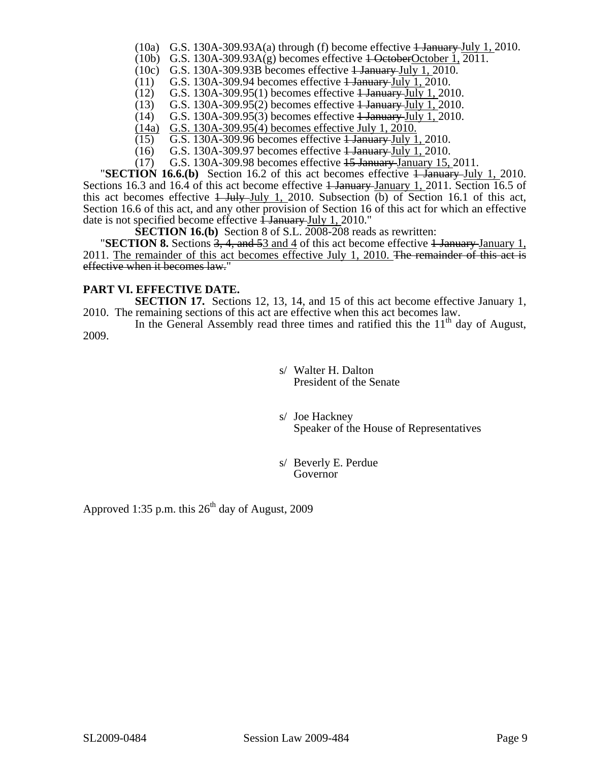(10a) G.S. 130A-309.93A(a) through (f) become effective ~~1 January~~ July 1, 2010.
(10b) G.S. 130A-309.93A(g) becomes effective ~~1 October~~October 1, 2011.
(10c) G.S. 130A-309.93B becomes effective ~~1 January~~ July 1, 2010.
(11) G.S. 130A-309.94 becomes effective ~~1 January~~ July 1, 2010.
(12) G.S. 130A-309.95(1) becomes effective ~~1 January~~ July 1, 2010.
(13) G.S. 130A-309.95(2) becomes effective ~~1 January~~ July 1, 2010.
(14) G.S. 130A-309.95(3) becomes effective ~~1 January~~ July 1, 2010.
(14a) G.S. 130A-309.95(4) becomes effective July 1, 2010.
(15) G.S. 130A-309.96 becomes effective ~~1 January~~ July 1, 2010.
(16) G.S. 130A-309.97 becomes effective ~~1 January~~ July 1, 2010.
(17) G.S. 130A-309.98 becomes effective ~~15 January~~ January 15, 2011.

"**SECTION 16.6.(b)** Section 16.2 of this act becomes effective ~~1 January~~ July 1, 2010. Sections 16.3 and 16.4 of this act become effective ~~1 January~~ January 1, 2011. Section 16.5 of this act becomes effective ~~1 July~~ July 1, 2010. Subsection (b) of Section 16.1 of this act, Section 16.6 of this act, and any other provision of Section 16 of this act for which an effective date is not specified become effective ~~1 January~~ July 1, 2010."

**SECTION 16.(b)** Section 8 of S.L. 2008-208 reads as rewritten:

"**SECTION 8.** Sections ~~3, 4, and 5~~3 and 4 of this act become effective ~~1 January~~ January 1, 2011. The remainder of this act becomes effective July 1, 2010. ~~The remainder of this act is effective when it becomes law.~~"

## PART VI. EFFECTIVE DATE.

**SECTION 17.** Sections 12, 13, 14, and 15 of this act become effective January 1, 2010. The remaining sections of this act are effective when this act becomes law.

In the General Assembly read three times and ratified this the 11th day of August, 2009.

s/ Walter H. Dalton
President of the Senate

s/ Joe Hackney
Speaker of the House of Representatives

s/ Beverly E. Perdue
Governor

Approved 1:35 p.m. this 26th day of August, 2009